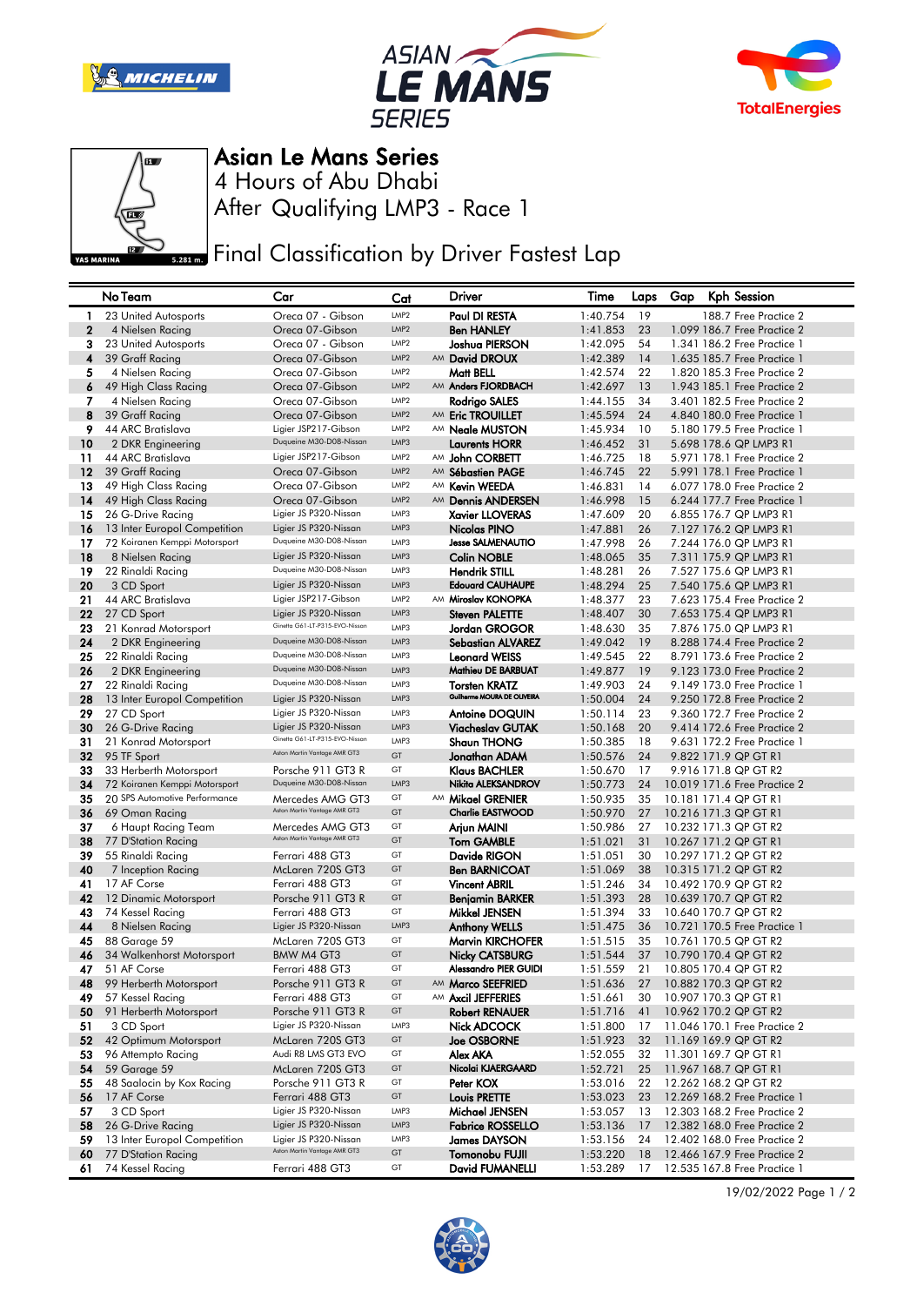# Asian Le Mans Series

4 Hours of Abu Dhabi

After Qualifying LMP3 - Race 1

Final Classification by Driver Fastest Lap

| | No Team | Car | Cat | | Driver | Time | Laps | Gap | Kph | Session |
|---|---|---|---|---|---|---|---|---|---|---|
| 1 | 23 United Autosports | Oreca 07 - Gibson | LMP2 | | Paul DI RESTA | 1:40.754 | 19 | | 188.7 | Free Practice 2 |
| 2 | 4 Nielsen Racing | Oreca 07-Gibson | LMP2 | | Ben HANLEY | 1:41.853 | 23 | 1.099 | 186.7 | Free Practice 2 |
| 3 | 23 United Autosports | Oreca 07 - Gibson | LMP2 | | Joshua PIERSON | 1:42.095 | 54 | 1.341 | 186.2 | Free Practice 2 |
| 4 | 39 Graff Racing | Oreca 07-Gibson | LMP2 | AM | David DROUX | 1:42.389 | 14 | 1.635 | 185.7 | Free Practice 1 |
| 5 | 4 Nielsen Racing | Oreca 07-Gibson | LMP2 | | Matt BELL | 1:42.574 | 22 | 1.820 | 185.3 | Free Practice 2 |
| 6 | 49 High Class Racing | Oreca 07-Gibson | LMP2 | AM | Anders FJORDBACH | 1:42.697 | 13 | 1.943 | 185.1 | Free Practice 2 |
| 7 | 4 Nielsen Racing | Oreca 07-Gibson | LMP2 | | Rodrigo SALES | 1:44.155 | 34 | 3.401 | 182.5 | Free Practice 2 |
| 8 | 39 Graff Racing | Oreca 07-Gibson | LMP2 | AM | Eric TROUILLET | 1:45.594 | 24 | 4.840 | 180.0 | Free Practice 1 |
| 9 | 44 ARC Bratislava | Ligier JSP217-Gibson | LMP2 | AM | Neale MUSTON | 1:45.934 | 10 | 5.180 | 179.5 | Free Practice 1 |
| 10 | 2 DKR Engineering | Duqueine M30-D08-Nissan | LMP3 | | Laurents HORR | 1:46.452 | 31 | 5.698 | 178.6 | QP LMP3 R1 |
| 11 | 44 ARC Bratislava | Ligier JSP217-Gibson | LMP2 | AM | John CORBETT | 1:46.725 | 18 | 5.971 | 178.1 | Free Practice 2 |
| 12 | 39 Graff Racing | Oreca 07-Gibson | LMP2 | AM | Sébastien PAGE | 1:46.745 | 22 | 5.991 | 178.1 | Free Practice 1 |
| 13 | 49 High Class Racing | Oreca 07-Gibson | LMP2 | AM | Kevin WEEDA | 1:46.831 | 14 | 6.077 | 178.0 | Free Practice 2 |
| 14 | 49 High Class Racing | Oreca 07-Gibson | LMP2 | AM | Dennis ANDERSEN | 1:46.998 | 15 | 6.244 | 177.7 | Free Practice 1 |
| 15 | 26 G-Drive Racing | Ligier JS P320-Nissan | LMP3 | | Xavier LLOVERAS | 1:47.609 | 20 | 6.855 | 176.7 | QP LMP3 R1 |
| 16 | 13 Inter Europol Competition | Ligier JS P320-Nissan | LMP3 | | Nicolas PINO | 1:47.881 | 26 | 7.127 | 176.2 | QP LMP3 R1 |
| 17 | 72 Koiranen Kemppi Motorsport | Duqueine M30-D08-Nissan | LMP3 | | Jesse SALMENAUTIO | 1:47.998 | 26 | 7.244 | 176.0 | QP LMP3 R1 |
| 18 | 8 Nielsen Racing | Ligier JS P320-Nissan | LMP3 | | Colin NOBLE | 1:48.065 | 35 | 7.311 | 175.9 | QP LMP3 R1 |
| 19 | 22 Rinaldi Racing | Duqueine M30-D08-Nissan | LMP3 | | Hendrik STILL | 1:48.281 | 26 | 7.527 | 175.6 | QP LMP3 R1 |
| 20 | 3 CD Sport | Ligier JS P320-Nissan | LMP3 | | Edouard CAUHAUPE | 1:48.294 | 25 | 7.540 | 175.6 | QP LMP3 R1 |
| 21 | 44 ARC Bratislava | Ligier JSP217-Gibson | LMP2 | AM | Miroslav KONOPKA | 1:48.377 | 23 | 7.623 | 175.4 | Free Practice 2 |
| 22 | 27 CD Sport | Ligier JS P320-Nissan | LMP3 | | Steven PALETTE | 1:48.407 | 30 | 7.653 | 175.4 | QP LMP3 R1 |
| 23 | 21 Konrad Motorsport | Ginetta G61-LT-P315-EVO-Nissan | LMP3 | | Jordan GROGOR | 1:48.630 | 35 | 7.876 | 175.0 | QP LMP3 R1 |
| 24 | 2 DKR Engineering | Duqueine M30-D08-Nissan | LMP3 | | Sebastian ALVAREZ | 1:49.042 | 19 | 8.288 | 174.4 | Free Practice 2 |
| 25 | 22 Rinaldi Racing | Duqueine M30-D08-Nissan | LMP3 | | Leonard WEISS | 1:49.545 | 22 | 8.791 | 173.6 | Free Practice 2 |
| 26 | 2 DKR Engineering | Duqueine M30-D08-Nissan | LMP3 | | Mathieu DE BARBUAT | 1:49.877 | 19 | 9.123 | 173.0 | Free Practice 2 |
| 27 | 22 Rinaldi Racing | Duqueine M30-D08-Nissan | LMP3 | | Torsten KRATZ | 1:49.903 | 24 | 9.149 | 173.0 | Free Practice 1 |
| 28 | 13 Inter Europol Competition | Ligier JS P320-Nissan | LMP3 | | Guilherme MOURA DE OLIVEIRA | 1:50.004 | 24 | 9.250 | 172.8 | Free Practice 2 |
| 29 | 27 CD Sport | Ligier JS P320-Nissan | LMP3 | | Antoine DOQUIN | 1:50.114 | 23 | 9.360 | 172.7 | Free Practice 2 |
| 30 | 26 G-Drive Racing | Ligier JS P320-Nissan | LMP3 | | Viacheslav GUTAK | 1:50.168 | 20 | 9.414 | 172.6 | Free Practice 2 |
| 31 | 21 Konrad Motorsport | Ginetta G61-LT-P315-EVO-Nissan | LMP3 | | Shaun THONG | 1:50.385 | 18 | 9.631 | 172.2 | Free Practice 1 |
| 32 | 95 TF Sport | Aston Martin Vantage AMR GT3 | GT | | Jonathan ADAM | 1:50.576 | 24 | 9.822 | 171.9 | QP GT R1 |
| 33 | 33 Herberth Motorsport | Porsche 911 GT3 R | GT | | Klaus BACHLER | 1:50.670 | 17 | 9.916 | 171.8 | QP GT R2 |
| 34 | 72 Koiranen Kemppi Motorsport | Duqueine M30-D08-Nissan | LMP3 | | Nikita ALEKSANDROV | 1:50.773 | 24 | 10.019 | 171.6 | Free Practice 2 |
| 35 | 20 SPS Automotive Performance | Mercedes AMG GT3 | GT | AM | Mikael GRENIER | 1:50.935 | 35 | 10.181 | 171.4 | QP GT R1 |
| 36 | 69 Oman Racing | Aston Martin Vantage AMR GT3 | GT | | Charlie EASTWOOD | 1:50.970 | 27 | 10.216 | 171.3 | QP GT R1 |
| 37 | 6 Haupt Racing Team | Mercedes AMG GT3 | GT | | Arjun MAINI | 1:50.986 | 27 | 10.232 | 171.3 | QP GT R2 |
| 38 | 77 D'Station Racing | Aston Martin Vantage AMR GT3 | GT | | Tom GAMBLE | 1:51.021 | 31 | 10.267 | 171.2 | QP GT R1 |
| 39 | 55 Rinaldi Racing | Ferrari 488 GT3 | GT | | Davide RIGON | 1:51.051 | 30 | 10.297 | 171.2 | QP GT R2 |
| 40 | 7 Inception Racing | McLaren 720S GT3 | GT | | Ben BARNICOAT | 1:51.069 | 38 | 10.315 | 171.2 | QP GT R2 |
| 41 | 17 AF Corse | Ferrari 488 GT3 | GT | | Vincent ABRIL | 1:51.246 | 34 | 10.492 | 170.9 | QP GT R2 |
| 42 | 12 Dinamic Motorsport | Porsche 911 GT3 R | GT | | Benjamin BARKER | 1:51.393 | 28 | 10.639 | 170.7 | QP GT R2 |
| 43 | 74 Kessel Racing | Ferrari 488 GT3 | GT | | Mikkel JENSEN | 1:51.394 | 33 | 10.640 | 170.7 | QP GT R2 |
| 44 | 8 Nielsen Racing | Ligier JS P320-Nissan | LMP3 | | Anthony WELLS | 1:51.475 | 36 | 10.721 | 170.5 | Free Practice 1 |
| 45 | 88 Garage 59 | McLaren 720S GT3 | GT | | Marvin KIRCHOFER | 1:51.515 | 35 | 10.761 | 170.5 | QP GT R2 |
| 46 | 34 Walkenhorst Motorsport | BMW M4 GT3 | GT | | Nicky CATSBURG | 1:51.544 | 37 | 10.790 | 170.4 | QP GT R2 |
| 47 | 51 AF Corse | Ferrari 488 GT3 | GT | | Alessandro PIER GUIDI | 1:51.559 | 21 | 10.805 | 170.4 | QP GT R2 |
| 48 | 99 Herberth Motorsport | Porsche 911 GT3 R | GT | AM | Marco SEEFRIED | 1:51.636 | 27 | 10.882 | 170.3 | QP GT R2 |
| 49 | 57 Kessel Racing | Ferrari 488 GT3 | GT | AM | Axcil JEFFERIES | 1:51.661 | 30 | 10.907 | 170.3 | QP GT R1 |
| 50 | 91 Herberth Motorsport | Porsche 911 GT3 R | GT | | Robert RENAUER | 1:51.716 | 41 | 10.962 | 170.2 | QP GT R2 |
| 51 | 3 CD Sport | Ligier JS P320-Nissan | LMP3 | | Nick ADCOCK | 1:51.800 | 17 | 11.046 | 170.1 | Free Practice 2 |
| 52 | 42 Optimum Motorsport | McLaren 720S GT3 | GT | | Joe OSBORNE | 1:51.923 | 32 | 11.169 | 169.9 | QP GT R2 |
| 53 | 96 Attempto Racing | Audi R8 LMS GT3 EVO | GT | | Alex AKA | 1:52.055 | 32 | 11.301 | 169.7 | QP GT R1 |
| 54 | 59 Garage 59 | McLaren 720S GT3 | GT | | Nicolai KJAERGAARD | 1:52.721 | 25 | 11.967 | 168.7 | QP GT R1 |
| 55 | 48 Saalocin by Kox Racing | Porsche 911 GT3 R | GT | | Peter KOX | 1:53.016 | 22 | 12.262 | 168.2 | QP GT R2 |
| 56 | 17 AF Corse | Ferrari 488 GT3 | GT | | Louis PRETTE | 1:53.023 | 23 | 12.269 | 168.2 | Free Practice 1 |
| 57 | 3 CD Sport | Ligier JS P320-Nissan | LMP3 | | Michael JENSEN | 1:53.057 | 13 | 12.303 | 168.2 | Free Practice 2 |
| 58 | 26 G-Drive Racing | Ligier JS P320-Nissan | LMP3 | | Fabrice ROSSELLO | 1:53.136 | 17 | 12.382 | 168.0 | Free Practice 2 |
| 59 | 13 Inter Europol Competition | Ligier JS P320-Nissan | LMP3 | | James DAYSON | 1:53.156 | 24 | 12.402 | 168.0 | Free Practice 2 |
| 60 | 77 D'Station Racing | Aston Martin Vantage AMR GT3 | GT | | Tomonobu FUJII | 1:53.220 | 18 | 12.466 | 167.9 | Free Practice 2 |
| 61 | 74 Kessel Racing | Ferrari 488 GT3 | GT | | David FUMANELLI | 1:53.289 | 17 | 12.535 | 167.8 | Free Practice 1 |

19/02/2022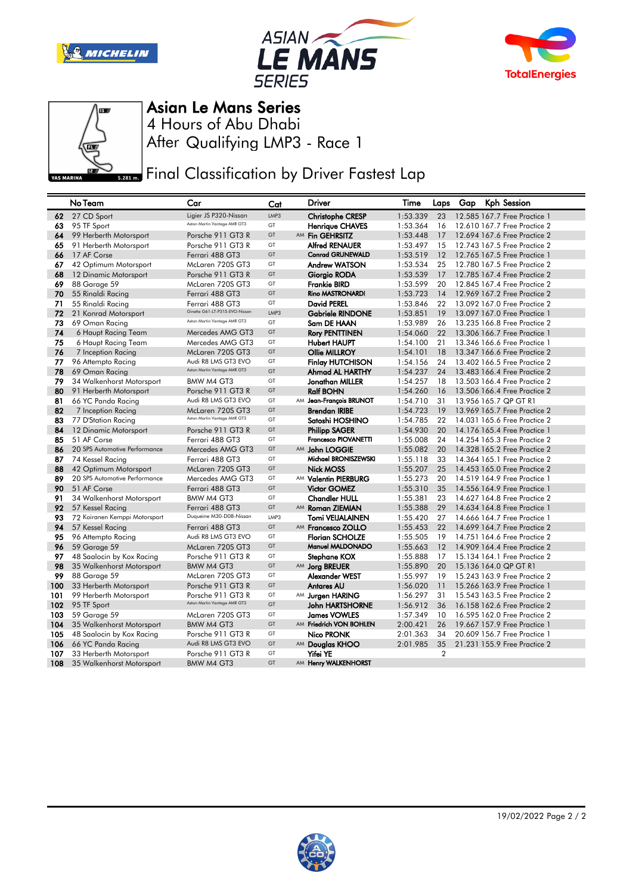# Asian Le Mans Series

4 Hours of Abu Dhabi

After Qualifying LMP3 - Race 1

YAS MARINA 5.281 m.

## Final Classification by Driver Fastest Lap

| | No Team | Car | Cat | | Driver | Time | Laps | Gap | Kph | Session |
|---|---|---|---|---|---|---|---|---|---|---|
| 62 | 27 CD Sport | Ligier JS P320-Nissan | LMP3 | | Christophe CRESP | 1:53.339 | 23 | 12.585 | 167.7 | Free Practice 1 |
| 63 | 95 TF Sport | Aston Martin Vantage AMR GT3 | GT | | Henrique CHAVES | 1:53.364 | 16 | 12.610 | 167.7 | Free Practice 2 |
| 64 | 99 Herberth Motorsport | Porsche 911 GT3 R | GT | AM | Fin GEHRSITZ | 1:53.448 | 17 | 12.694 | 167.6 | Free Practice 2 |
| 65 | 91 Herberth Motorsport | Porsche 911 GT3 R | GT | | Alfred RENAUER | 1:53.497 | 15 | 12.743 | 167.5 | Free Practice 2 |
| 66 | 17 AF Corse | Ferrari 488 GT3 | GT | | Conrad GRUNEWALD | 1:53.519 | 12 | 12.765 | 167.5 | Free Practice 1 |
| 67 | 42 Optimum Motorsport | McLaren 720S GT3 | GT | | Andrew WATSON | 1:53.534 | 25 | 12.780 | 167.5 | Free Practice 2 |
| 68 | 12 Dinamic Motorsport | Porsche 911 GT3 R | GT | | Giorgio RODA | 1:53.539 | 17 | 12.785 | 167.4 | Free Practice 2 |
| 69 | 88 Garage 59 | McLaren 720S GT3 | GT | | Frankie BIRD | 1:53.599 | 20 | 12.845 | 167.4 | Free Practice 2 |
| 70 | 55 Rinaldi Racing | Ferrari 488 GT3 | GT | | Rino MASTRONARDI | 1:53.723 | 14 | 12.969 | 167.2 | Free Practice 2 |
| 71 | 55 Rinaldi Racing | Ferrari 488 GT3 | GT | | David PEREL | 1:53.846 | 22 | 13.092 | 167.0 | Free Practice 2 |
| 72 | 21 Konrad Motorsport | Ginetta G61-LT-P315-EVO-Nissan | LMP3 | | Gabriele RINDONE | 1:53.851 | 19 | 13.097 | 167.0 | Free Practice 1 |
| 73 | 69 Oman Racing | Aston Martin Vantage AMR GT3 | GT | | Sam DE HAAN | 1:53.989 | 26 | 13.235 | 166.8 | Free Practice 2 |
| 74 | 6 Haupt Racing Team | Mercedes AMG GT3 | GT | | Rory PENTTINEN | 1:54.060 | 22 | 13.306 | 166.7 | Free Practice 1 |
| 75 | 6 Haupt Racing Team | Mercedes AMG GT3 | GT | | Hubert HAUPT | 1:54.100 | 21 | 13.346 | 166.6 | Free Practice 1 |
| 76 | 7 Inception Racing | McLaren 720S GT3 | GT | | Ollie MILLROY | 1:54.101 | 18 | 13.347 | 166.6 | Free Practice 2 |
| 77 | 96 Attempto Racing | Audi R8 LMS GT3 EVO | GT | | Finlay HUTCHISON | 1:54.156 | 24 | 13.402 | 166.5 | Free Practice 2 |
| 78 | 69 Oman Racing | Aston Martin Vantage AMR GT3 | GT | | Ahmad AL HARTHY | 1:54.237 | 24 | 13.483 | 166.4 | Free Practice 2 |
| 79 | 34 Walkenhorst Motorsport | BMW M4 GT3 | GT | | Jonathan MILLER | 1:54.257 | 18 | 13.503 | 166.4 | Free Practice 2 |
| 80 | 91 Herberth Motorsport | Porsche 911 GT3 R | GT | | Ralf BOHN | 1:54.260 | 16 | 13.506 | 166.4 | Free Practice 2 |
| 81 | 66 YC Panda Racing | Audi R8 LMS GT3 EVO | GT | AM | Jean-François BRUNOT | 1:54.710 | 31 | 13.956 | 165.7 | QP GT R1 |
| 82 | 7 Inception Racing | McLaren 720S GT3 | GT | | Brendan IRIBE | 1:54.723 | 19 | 13.969 | 165.7 | Free Practice 2 |
| 83 | 77 D'Station Racing | Aston Martin Vantage AMR GT3 | GT | | Satoshi HOSHINO | 1:54.785 | 22 | 14.031 | 165.6 | Free Practice 2 |
| 84 | 12 Dinamic Motorsport | Porsche 911 GT3 R | GT | | Philipp SAGER | 1:54.930 | 20 | 14.176 | 165.4 | Free Practice 1 |
| 85 | 51 AF Corse | Ferrari 488 GT3 | GT | | Francesco PIOVANETTI | 1:55.008 | 24 | 14.254 | 165.3 | Free Practice 2 |
| 86 | 20 SPS Automotive Performance | Mercedes AMG GT3 | GT | AM | John LOGGIE | 1:55.082 | 20 | 14.328 | 165.2 | Free Practice 2 |
| 87 | 74 Kessel Racing | Ferrari 488 GT3 | GT | | Michael BRONISZEWSKI | 1:55.118 | 33 | 14.364 | 165.1 | Free Practice 2 |
| 88 | 42 Optimum Motorsport | McLaren 720S GT3 | GT | | Nick MOSS | 1:55.207 | 25 | 14.453 | 165.0 | Free Practice 2 |
| 89 | 20 SPS Automotive Performance | Mercedes AMG GT3 | GT | AM | Valentin PIERBURG | 1:55.273 | 20 | 14.519 | 164.9 | Free Practice 1 |
| 90 | 51 AF Corse | Ferrari 488 GT3 | GT | | Victor GOMEZ | 1:55.310 | 35 | 14.556 | 164.9 | Free Practice 1 |
| 91 | 34 Walkenhorst Motorsport | BMW M4 GT3 | GT | | Chandler HULL | 1:55.381 | 23 | 14.627 | 164.8 | Free Practice 2 |
| 92 | 57 Kessel Racing | Ferrari 488 GT3 | GT | AM | Roman ZIEMIAN | 1:55.388 | 29 | 14.634 | 164.8 | Free Practice 1 |
| 93 | 72 Koiranen Kemppi Motorsport | Duqueine M30-D08-Nissan | LMP3 | | Tomi VEIJALAINEN | 1:55.420 | 27 | 14.666 | 164.7 | Free Practice 1 |
| 94 | 57 Kessel Racing | Ferrari 488 GT3 | GT | AM | Francesco ZOLLO | 1:55.453 | 22 | 14.699 | 164.7 | Free Practice 2 |
| 95 | 96 Attempto Racing | Audi R8 LMS GT3 EVO | GT | | Florian SCHOLZE | 1:55.505 | 19 | 14.751 | 164.6 | Free Practice 2 |
| 96 | 59 Garage 59 | McLaren 720S GT3 | GT | | Manuel MALDONADO | 1:55.663 | 12 | 14.909 | 164.4 | Free Practice 2 |
| 97 | 48 Saalocin by Kox Racing | Porsche 911 GT3 R | GT | | Stephane KOX | 1:55.888 | 17 | 15.134 | 164.1 | Free Practice 2 |
| 98 | 35 Walkenhorst Motorsport | BMW M4 GT3 | GT | AM | Jorg BREUER | 1:55.890 | 20 | 15.136 | 164.0 | QP GT R1 |
| 99 | 88 Garage 59 | McLaren 720S GT3 | GT | | Alexander WEST | 1:55.997 | 19 | 15.243 | 163.9 | Free Practice 2 |
| 100 | 33 Herberth Motorsport | Porsche 911 GT3 R | GT | | Antares AU | 1:56.020 | 11 | 15.266 | 163.9 | Free Practice 1 |
| 101 | 99 Herberth Motorsport | Porsche 911 GT3 R | GT | AM | Jurgen HARING | 1:56.297 | 31 | 15.543 | 163.5 | Free Practice 2 |
| 102 | 95 TF Sport | Aston Martin Vantage AMR GT3 | GT | | John HARTSHORNE | 1:56.912 | 36 | 16.158 | 162.6 | Free Practice 2 |
| 103 | 59 Garage 59 | McLaren 720S GT3 | GT | | James VOWLES | 1:57.349 | 10 | 16.595 | 162.0 | Free Practice 2 |
| 104 | 35 Walkenhorst Motorsport | BMW M4 GT3 | GT | AM | Friedrich VON BOHLEN | 2:00.421 | 26 | 19.667 | 157.9 | Free Practice 1 |
| 105 | 48 Saalocin by Kox Racing | Porsche 911 GT3 R | GT | | Nico PRONK | 2:01.363 | 34 | 20.609 | 156.7 | Free Practice 1 |
| 106 | 66 YC Panda Racing | Audi R8 LMS GT3 EVO | GT | AM | Douglas KHOO | 2:01.985 | 35 | 21.231 | 155.9 | Free Practice 2 |
| 107 | 33 Herberth Motorsport | Porsche 911 GT3 R | GT | | Yifei YE | | 2 | | | |
| 108 | 35 Walkenhorst Motorsport | BMW M4 GT3 | GT | AM | Henry WALKENHORST | | | | | |

19/02/2022